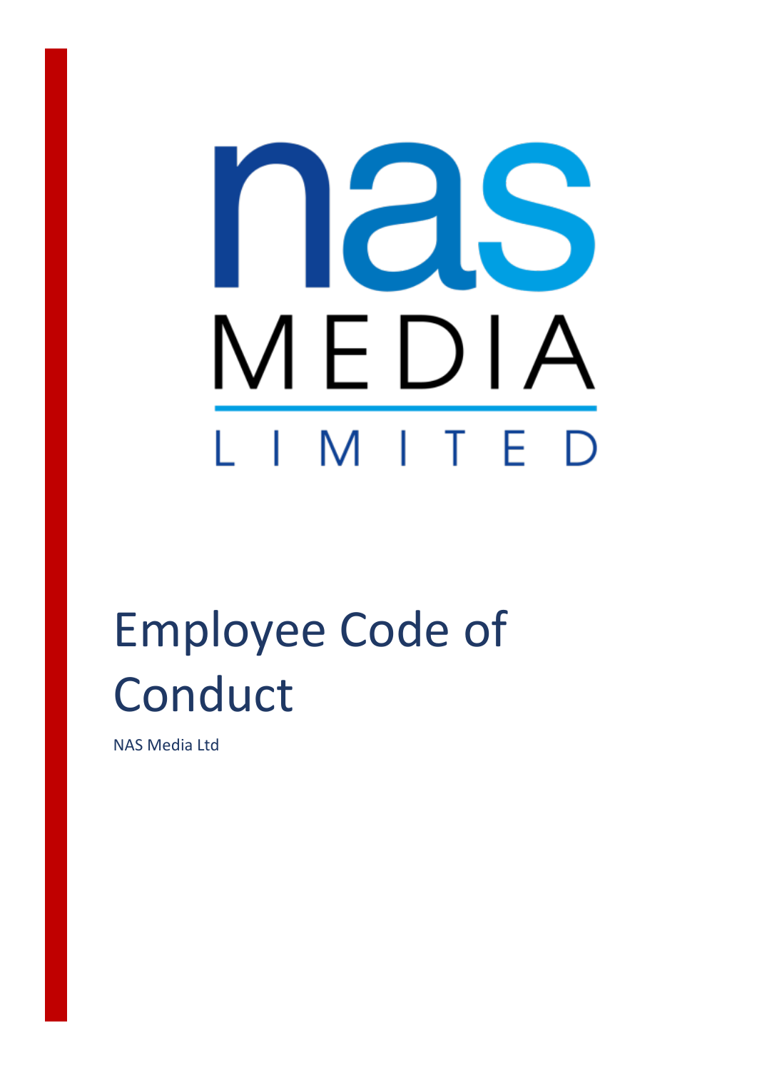nas MEDIA LIMITED

# Employee Code of Conduct

NAS Media Ltd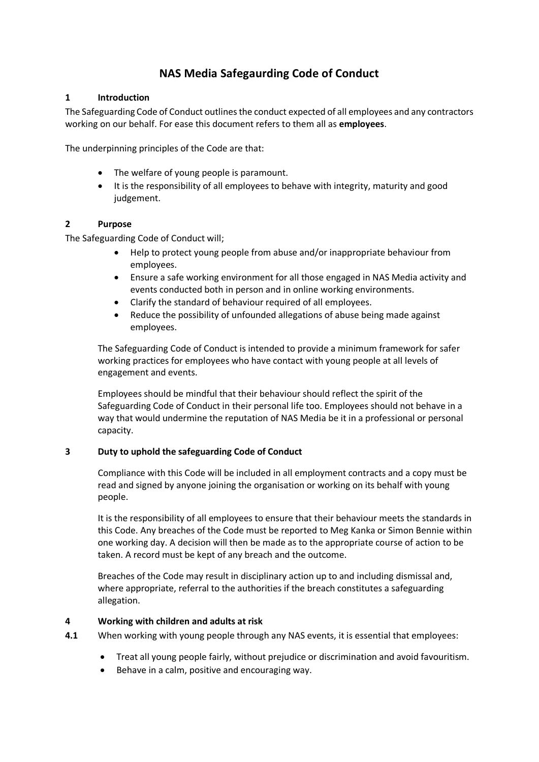# NAS Media Safegaurding Code of Conduct

## 1 Introduction

The Safeguarding Code of Conduct outlines the conduct expected of all employees and any contractors working on our behalf. For ease this document refers to them all as **employees**.

The underpinning principles of the Code are that:

- The welfare of young people is paramount.
- It is the responsibility of all employees to behave with integrity, maturity and good judgement.

## 2 Purpose

The Safeguarding Code of Conduct will;

- Help to protect young people from abuse and/or inappropriate behaviour from employees.
- Ensure a safe working environment for all those engaged in NAS Media activity and events conducted both in person and in online working environments.
- Clarify the standard of behaviour required of all employees.
- Reduce the possibility of unfounded allegations of abuse being made against employees.

The Safeguarding Code of Conduct is intended to provide a minimum framework for safer working practices for employees who have contact with young people at all levels of engagement and events.

Employees should be mindful that their behaviour should reflect the spirit of the Safeguarding Code of Conduct in their personal life too. Employees should not behave in a way that would undermine the reputation of NAS Media be it in a professional or personal capacity.

## 3 Duty to uphold the safeguarding Code of Conduct

Compliance with this Code will be included in all employment contracts and a copy must be read and signed by anyone joining the organisation or working on its behalf with young people.

It is the responsibility of all employees to ensure that their behaviour meets the standards in this Code. Any breaches of the Code must be reported to Meg Kanka or Simon Bennie within one working day. A decision will then be made as to the appropriate course of action to be taken. A record must be kept of any breach and the outcome.

Breaches of the Code may result in disciplinary action up to and including dismissal and, where appropriate, referral to the authorities if the breach constitutes a safeguarding allegation.

## 4 Working with children and adults at risk

**4.1** When working with young people through any NAS events, it is essential that employees:

- Treat all young people fairly, without prejudice or discrimination and avoid favouritism.
- Behave in a calm, positive and encouraging way.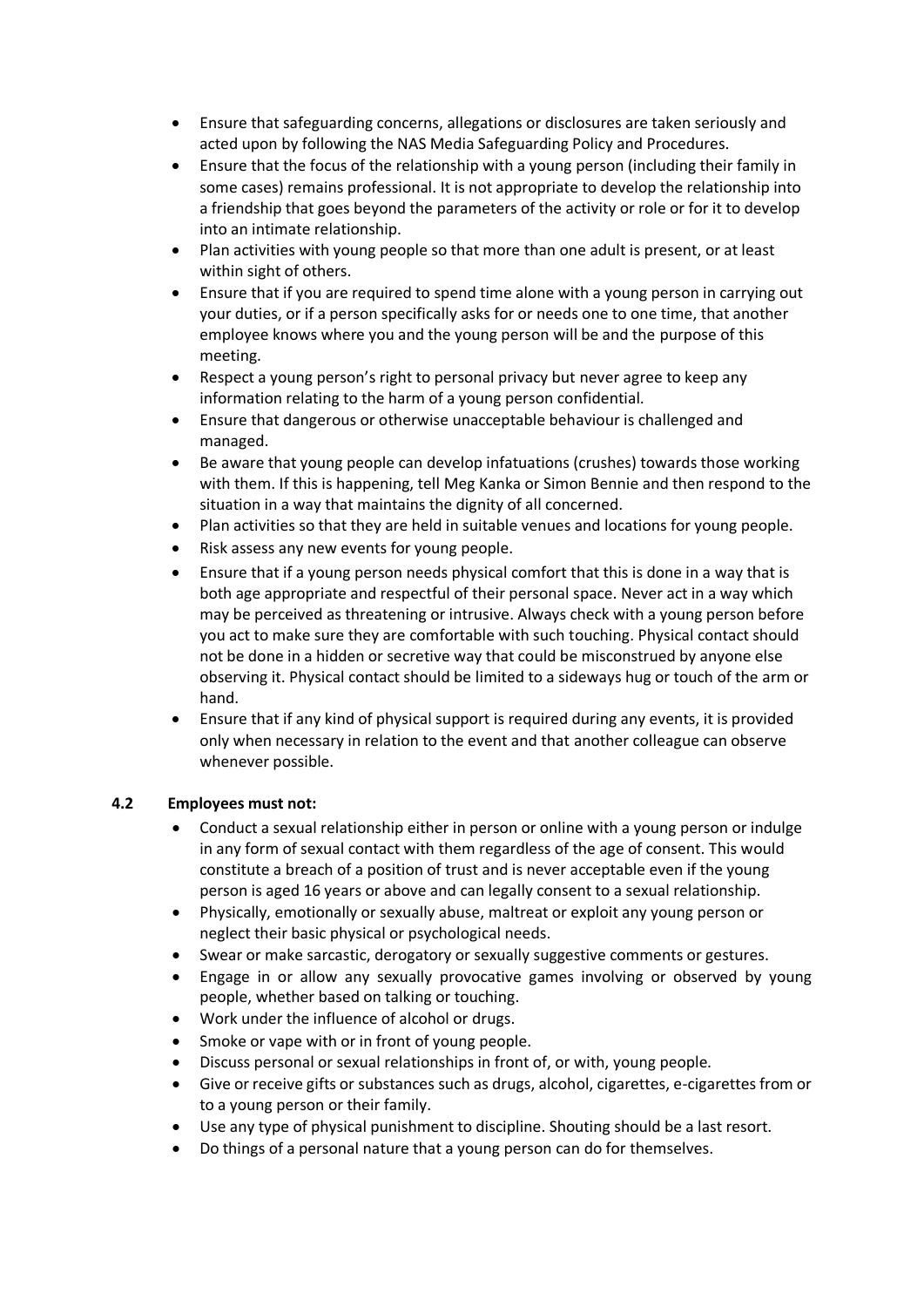- Ensure that safeguarding concerns, allegations or disclosures are taken seriously and acted upon by following the NAS Media Safeguarding Policy and Procedures.
- Ensure that the focus of the relationship with a young person (including their family in some cases) remains professional. It is not appropriate to develop the relationship into a friendship that goes beyond the parameters of the activity or role or for it to develop into an intimate relationship.
- Plan activities with young people so that more than one adult is present, or at least within sight of others.
- Ensure that if you are required to spend time alone with a young person in carrying out your duties, or if a person specifically asks for or needs one to one time, that another employee knows where you and the young person will be and the purpose of this meeting.
- Respect a young person's right to personal privacy but never agree to keep any information relating to the harm of a young person confidential.
- Ensure that dangerous or otherwise unacceptable behaviour is challenged and managed.
- Be aware that young people can develop infatuations (crushes) towards those working with them. If this is happening, tell Meg Kanka or Simon Bennie and then respond to the situation in a way that maintains the dignity of all concerned.
- Plan activities so that they are held in suitable venues and locations for young people.
- Risk assess any new events for young people.
- Ensure that if a young person needs physical comfort that this is done in a way that is both age appropriate and respectful of their personal space. Never act in a way which may be perceived as threatening or intrusive. Always check with a young person before you act to make sure they are comfortable with such touching. Physical contact should not be done in a hidden or secretive way that could be misconstrued by anyone else observing it. Physical contact should be limited to a sideways hug or touch of the arm or hand.
- Ensure that if any kind of physical support is required during any events, it is provided only when necessary in relation to the event and that another colleague can observe whenever possible.

### 4.2 Employees must not:

- Conduct a sexual relationship either in person or online with a young person or indulge in any form of sexual contact with them regardless of the age of consent. This would constitute a breach of a position of trust and is never acceptable even if the young person is aged 16 years or above and can legally consent to a sexual relationship.
- Physically, emotionally or sexually abuse, maltreat or exploit any young person or neglect their basic physical or psychological needs.
- Swear or make sarcastic, derogatory or sexually suggestive comments or gestures.
- Engage in or allow any sexually provocative games involving or observed by young people, whether based on talking or touching.
- Work under the influence of alcohol or drugs.
- Smoke or vape with or in front of young people.
- Discuss personal or sexual relationships in front of, or with, young people.
- Give or receive gifts or substances such as drugs, alcohol, cigarettes, e-cigarettes from or to a young person or their family.
- Use any type of physical punishment to discipline. Shouting should be a last resort.
- Do things of a personal nature that a young person can do for themselves.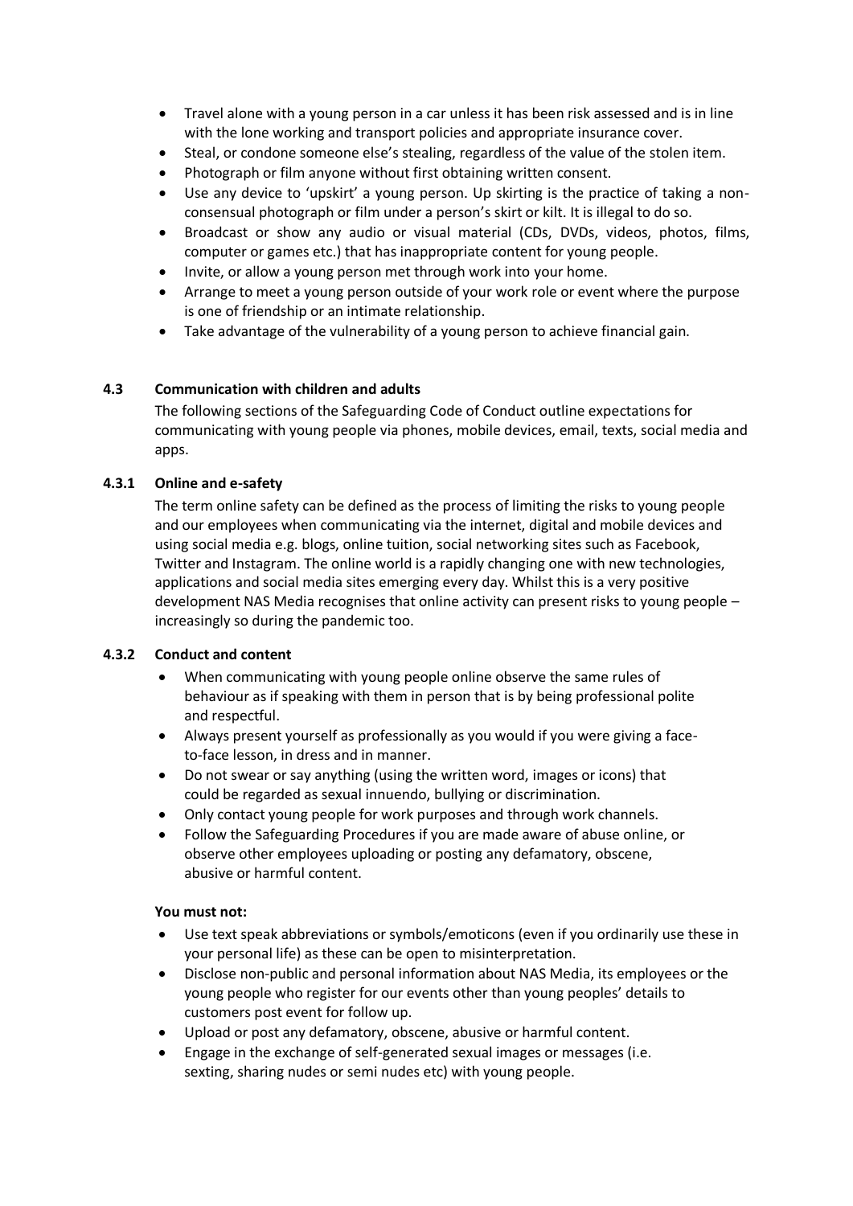- Travel alone with a young person in a car unless it has been risk assessed and is in line with the lone working and transport policies and appropriate insurance cover.
- Steal, or condone someone else's stealing, regardless of the value of the stolen item.
- Photograph or film anyone without first obtaining written consent.
- Use any device to 'upskirt' a young person. Up skirting is the practice of taking a non-consensual photograph or film under a person's skirt or kilt. It is illegal to do so.
- Broadcast or show any audio or visual material (CDs, DVDs, videos, photos, films, computer or games etc.) that has inappropriate content for young people.
- Invite, or allow a young person met through work into your home.
- Arrange to meet a young person outside of your work role or event where the purpose is one of friendship or an intimate relationship.
- Take advantage of the vulnerability of a young person to achieve financial gain.

### 4.3 Communication with children and adults

The following sections of the Safeguarding Code of Conduct outline expectations for communicating with young people via phones, mobile devices, email, texts, social media and apps.

#### 4.3.1 Online and e-safety

The term online safety can be defined as the process of limiting the risks to young people and our employees when communicating via the internet, digital and mobile devices and using social media e.g. blogs, online tuition, social networking sites such as Facebook, Twitter and Instagram. The online world is a rapidly changing one with new technologies, applications and social media sites emerging every day. Whilst this is a very positive development NAS Media recognises that online activity can present risks to young people – increasingly so during the pandemic too.

#### 4.3.2 Conduct and content

- When communicating with young people online observe the same rules of behaviour as if speaking with them in person that is by being professional polite and respectful.
- Always present yourself as professionally as you would if you were giving a face-to-face lesson, in dress and in manner.
- Do not swear or say anything (using the written word, images or icons) that could be regarded as sexual innuendo, bullying or discrimination.
- Only contact young people for work purposes and through work channels.
- Follow the Safeguarding Procedures if you are made aware of abuse online, or observe other employees uploading or posting any defamatory, obscene, abusive or harmful content.

**You must not:**

- Use text speak abbreviations or symbols/emoticons (even if you ordinarily use these in your personal life) as these can be open to misinterpretation.
- Disclose non-public and personal information about NAS Media, its employees or the young people who register for our events other than young peoples' details to customers post event for follow up.
- Upload or post any defamatory, obscene, abusive or harmful content.
- Engage in the exchange of self-generated sexual images or messages (i.e. sexting, sharing nudes or semi nudes etc) with young people.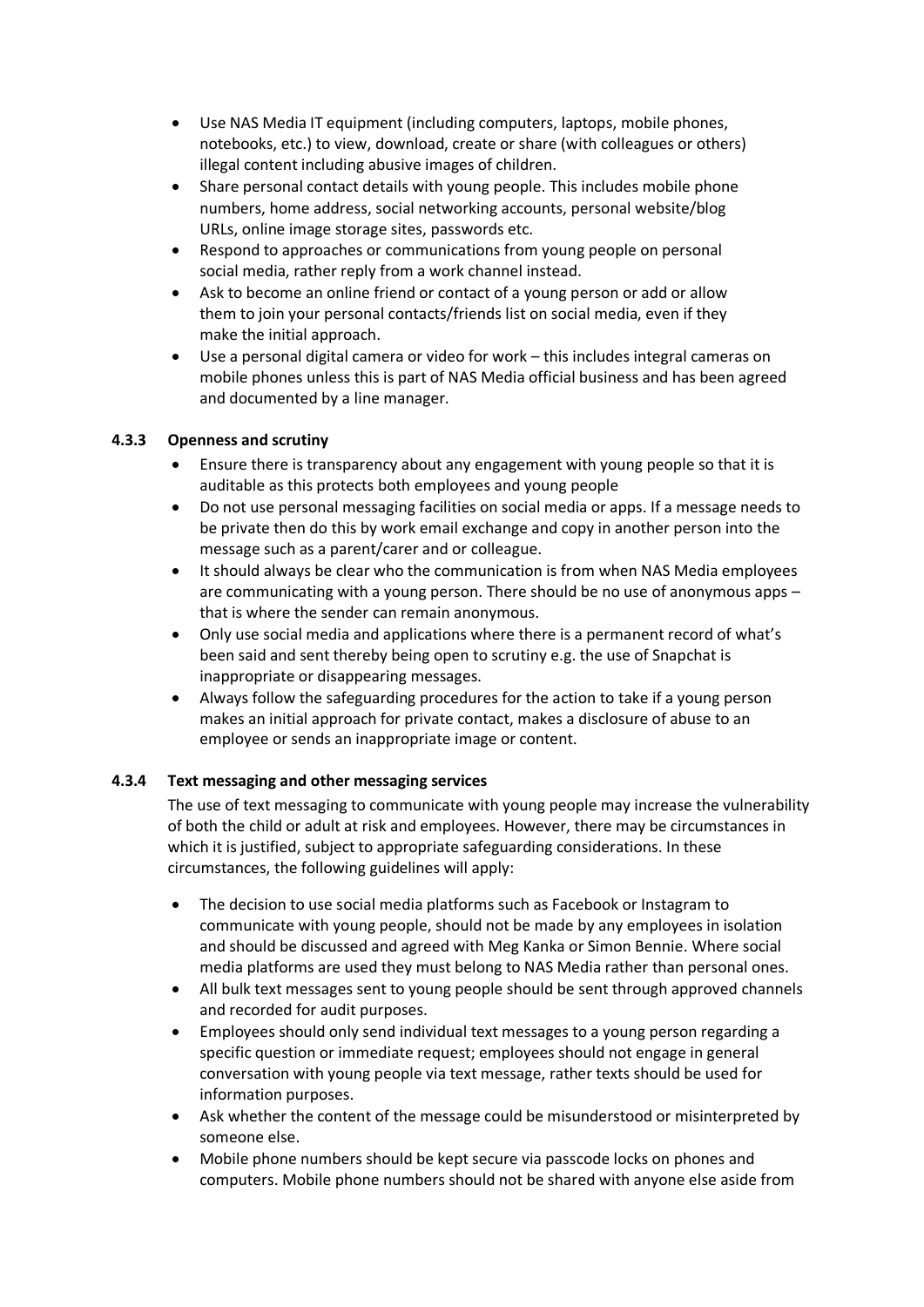- Use NAS Media IT equipment (including computers, laptops, mobile phones, notebooks, etc.) to view, download, create or share (with colleagues or others) illegal content including abusive images of children.
- Share personal contact details with young people. This includes mobile phone numbers, home address, social networking accounts, personal website/blog URLs, online image storage sites, passwords etc.
- Respond to approaches or communications from young people on personal social media, rather reply from a work channel instead.
- Ask to become an online friend or contact of a young person or add or allow them to join your personal contacts/friends list on social media, even if they make the initial approach.
- Use a personal digital camera or video for work – this includes integral cameras on mobile phones unless this is part of NAS Media official business and has been agreed and documented by a line manager.

#### 4.3.3 Openness and scrutiny

- Ensure there is transparency about any engagement with young people so that it is auditable as this protects both employees and young people
- Do not use personal messaging facilities on social media or apps. If a message needs to be private then do this by work email exchange and copy in another person into the message such as a parent/carer and or colleague.
- It should always be clear who the communication is from when NAS Media employees are communicating with a young person. There should be no use of anonymous apps – that is where the sender can remain anonymous.
- Only use social media and applications where there is a permanent record of what's been said and sent thereby being open to scrutiny e.g. the use of Snapchat is inappropriate or disappearing messages.
- Always follow the safeguarding procedures for the action to take if a young person makes an initial approach for private contact, makes a disclosure of abuse to an employee or sends an inappropriate image or content.

#### 4.3.4 Text messaging and other messaging services

The use of text messaging to communicate with young people may increase the vulnerability of both the child or adult at risk and employees. However, there may be circumstances in which it is justified, subject to appropriate safeguarding considerations. In these circumstances, the following guidelines will apply:

- The decision to use social media platforms such as Facebook or Instagram to communicate with young people, should not be made by any employees in isolation and should be discussed and agreed with Meg Kanka or Simon Bennie. Where social media platforms are used they must belong to NAS Media rather than personal ones.
- All bulk text messages sent to young people should be sent through approved channels and recorded for audit purposes.
- Employees should only send individual text messages to a young person regarding a specific question or immediate request; employees should not engage in general conversation with young people via text message, rather texts should be used for information purposes.
- Ask whether the content of the message could be misunderstood or misinterpreted by someone else.
- Mobile phone numbers should be kept secure via passcode locks on phones and computers. Mobile phone numbers should not be shared with anyone else aside from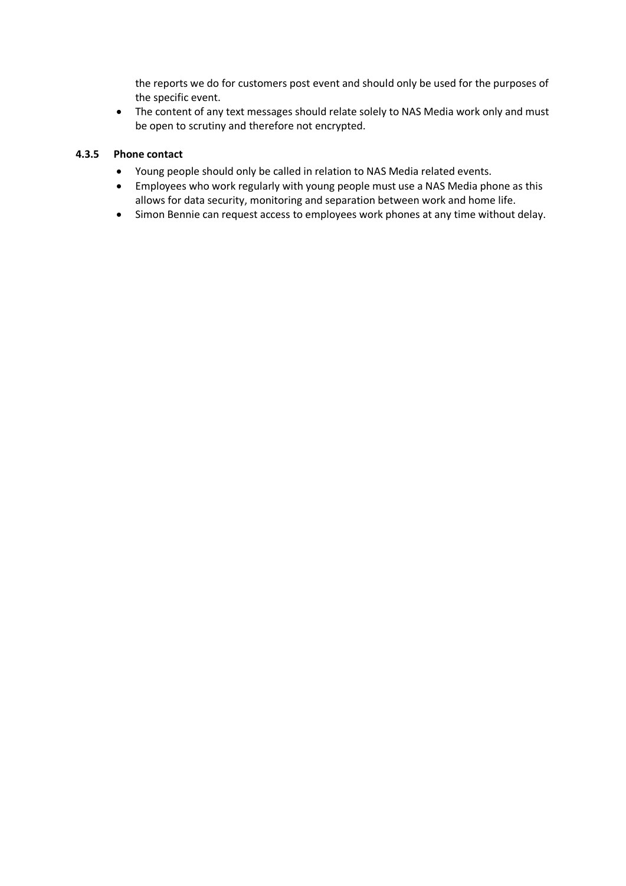the reports we do for customers post event and should only be used for the purposes of the specific event.

- The content of any text messages should relate solely to NAS Media work only and must be open to scrutiny and therefore not encrypted.

#### 4.3.5 Phone contact

- Young people should only be called in relation to NAS Media related events.
- Employees who work regularly with young people must use a NAS Media phone as this allows for data security, monitoring and separation between work and home life.
- Simon Bennie can request access to employees work phones at any time without delay.